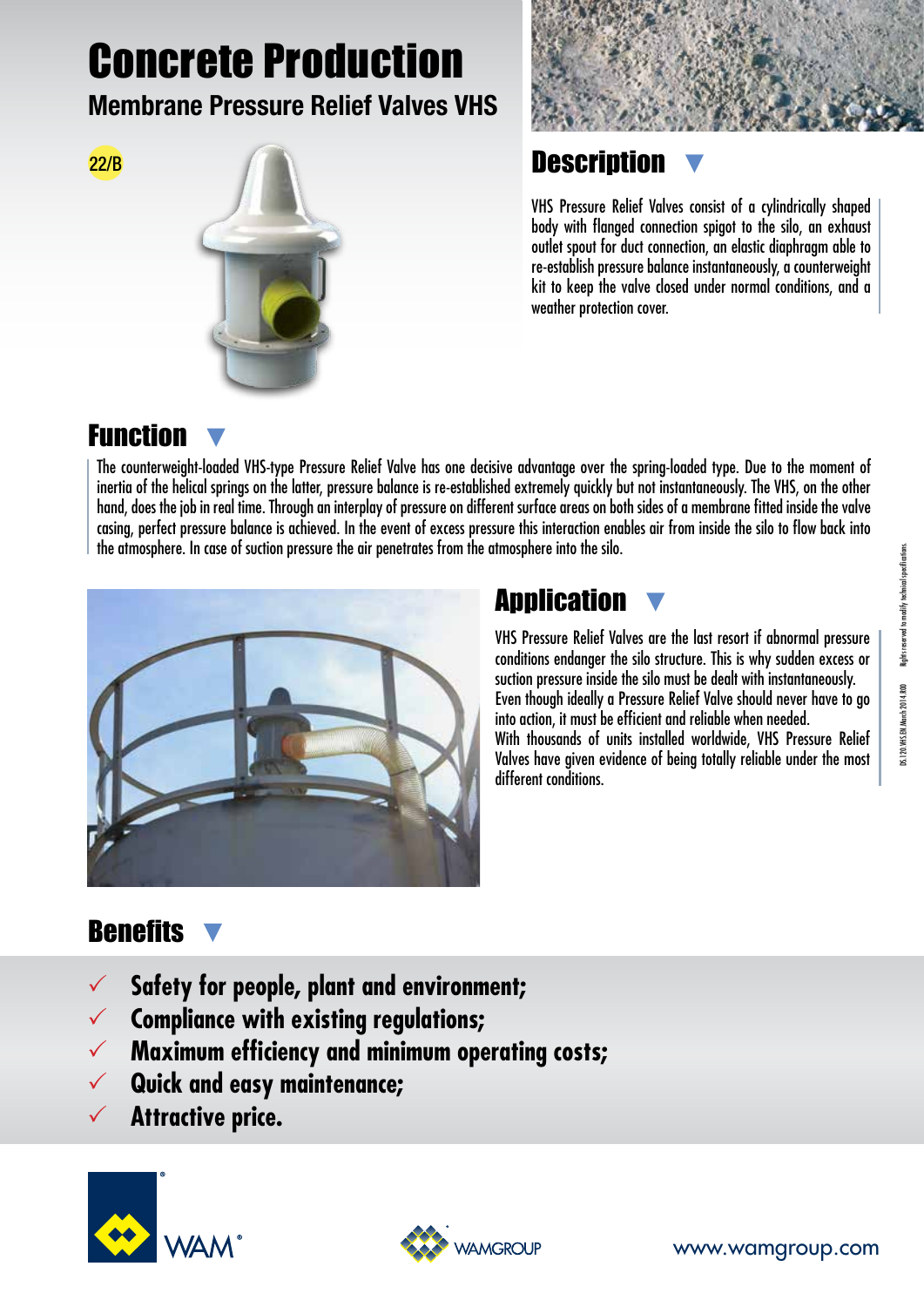# Concrete Production

## Membrane Pressure Relief Valves VHS

22/B

## Description

VHS Pressure Relief Valves consist of a cylindrically shaped body with flanged connection spigot to the silo, an exhaust outlet spout for duct connection, an elastic diaphragm able to re-establish pressure balance instantaneously, a counterweight kit to keep the valve closed under normal conditions, and a weather protection cover.

## Function

The counterweight-loaded VHS-type Pressure Relief Valve has one decisive advantage over the spring-loaded type. Due to the moment of inertia of the helical springs on the latter, pressure balance is re-established extremely quickly but not instantaneously. The VHS, on the other hand, does the job in real time. Through an interplay of pressure on different surface areas on both sides of a membrane fitted inside the valve casing, perfect pressure balance is achieved. In the event of excess pressure this interaction enables air from inside the silo to flow back into the atmosphere. In case of suction pressure the air penetrates from the atmosphere into the silo.

## Application

VHS Pressure Relief Valves are the last resort if abnormal pressure conditions endanger the silo structure. This is why sudden excess or suction pressure inside the silo must be dealt with instantaneously.
Even though ideally a Pressure Relief Valve should never have to go into action, it must be efficient and reliable when needed.
With thousands of units installed worldwide, VHS Pressure Relief Valves have given evidence of being totally reliable under the most different conditions.

## Benefits

- **Safety for people, plant and environment;**
- **Compliance with existing regulations;**
- **Maximum efficiency and minimum operating costs;**
- **Quick and easy maintenance;**
- **Attractive price.**

DS.120.VHS.EN March 2014.800 — Rights reserved to modify technical specifications.

WAM® WAMGROUP www.wamgroup.com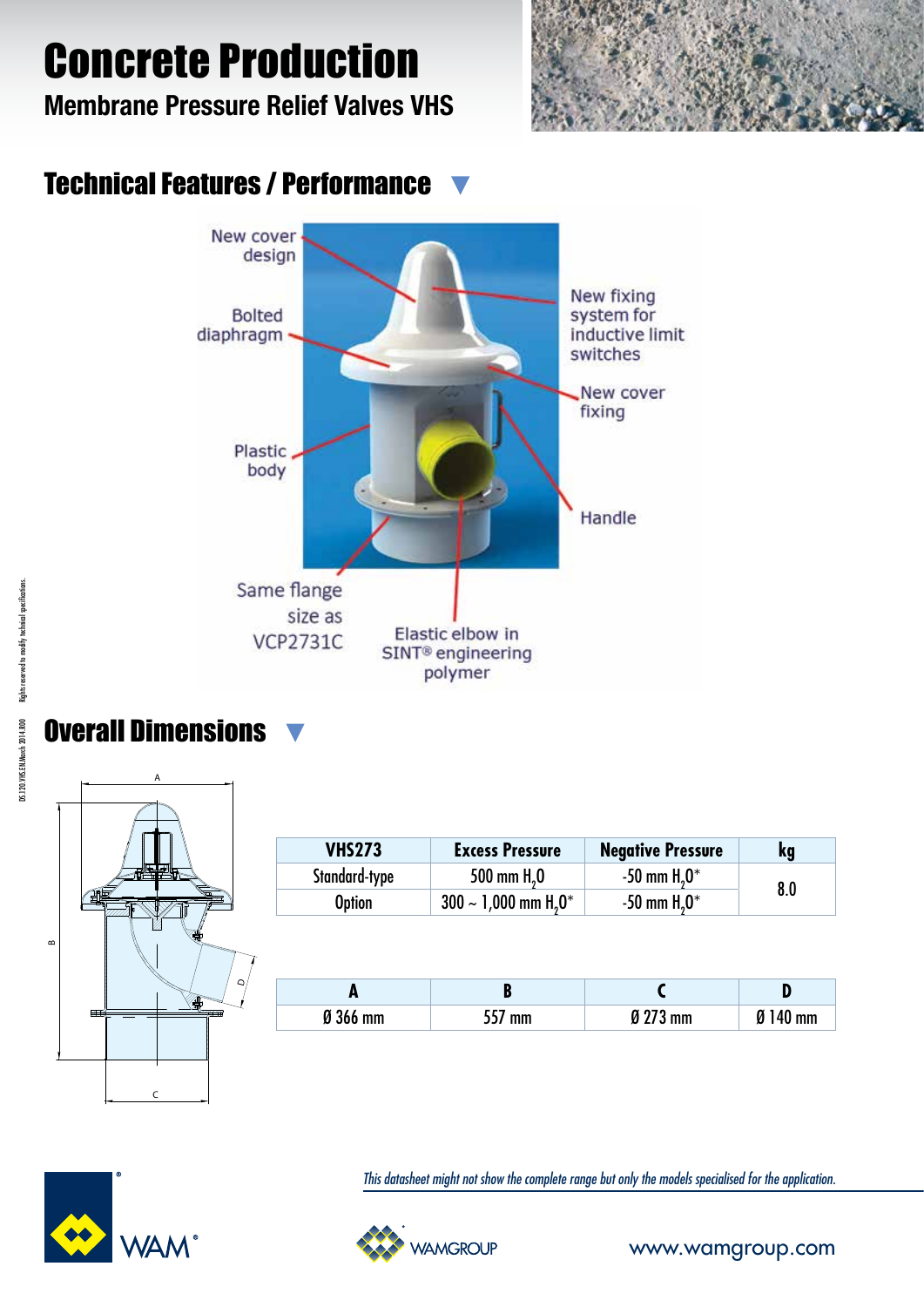# Concrete Production

## Membrane Pressure Relief Valves VHS

## Technical Features / Performance

New cover design

Bolted diaphragm

Plastic body

Same flange size as VCP2731C

Elastic elbow in SINT® engineering polymer

Handle

New cover fixing

New fixing system for inductive limit switches

## Overall Dimensions

A

B

C

D

| VHS273 | Excess Pressure | Negative Pressure | kg |
|---|---|---|---|
| Standard-type | 500 mm $H_2O$ | -50 mm $H_2O$* | 8.0 |
| Option | 300 ~ 1,000 mm $H_2O$* | -50 mm $H_2O$* | |

| A | B | C | D |
|---|---|---|---|
| Ø 366 mm | 557 mm | Ø 273 mm | Ø 140 mm |

*This datasheet might not show the complete range but only the models specialised for the application.*

WAM®

WAMGROUP

www.wamgroup.com

DS.120.VHS.EN.March 2014.000 Rights reserved to modify technical specifications.